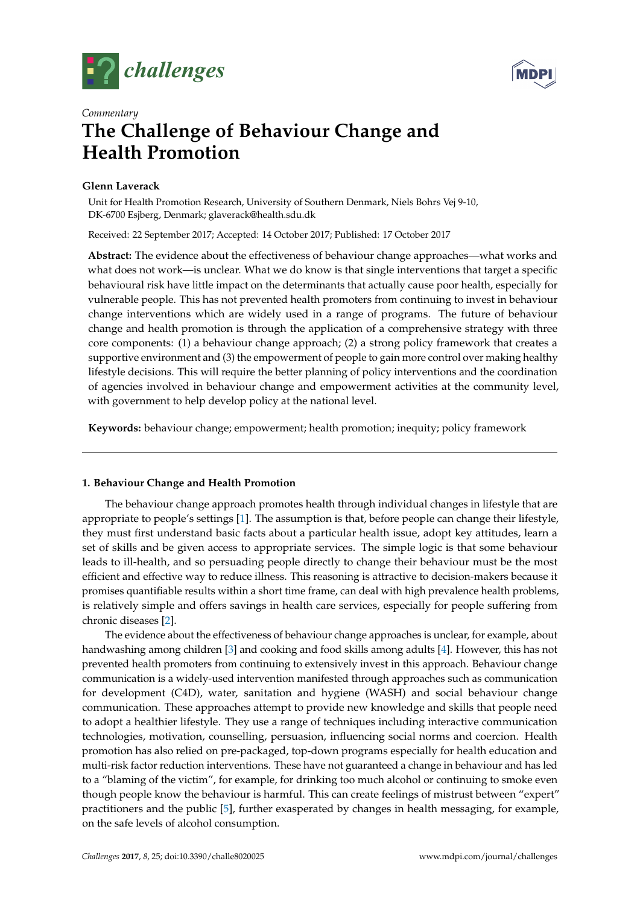*Commentary*

# The Challenge of Behaviour Change and Health Promotion

**Glenn Laverack**

Unit for Health Promotion Research, University of Southern Denmark, Niels Bohrs Vej 9-10, DK-6700 Esjberg, Denmark; glaverack@health.sdu.dk

Received: 22 September 2017; Accepted: 14 October 2017; Published: 17 October 2017

**Abstract:** The evidence about the effectiveness of behaviour change approaches—what works and what does not work—is unclear. What we do know is that single interventions that target a specific behavioural risk have little impact on the determinants that actually cause poor health, especially for vulnerable people. This has not prevented health promoters from continuing to invest in behaviour change interventions which are widely used in a range of programs. The future of behaviour change and health promotion is through the application of a comprehensive strategy with three core components: (1) a behaviour change approach; (2) a strong policy framework that creates a supportive environment and (3) the empowerment of people to gain more control over making healthy lifestyle decisions. This will require the better planning of policy interventions and the coordination of agencies involved in behaviour change and empowerment activities at the community level, with government to help develop policy at the national level.

**Keywords:** behaviour change; empowerment; health promotion; inequity; policy framework

---

## 1. Behaviour Change and Health Promotion

The behaviour change approach promotes health through individual changes in lifestyle that are appropriate to people's settings [1]. The assumption is that, before people can change their lifestyle, they must first understand basic facts about a particular health issue, adopt key attitudes, learn a set of skills and be given access to appropriate services. The simple logic is that some behaviour leads to ill-health, and so persuading people directly to change their behaviour must be the most efficient and effective way to reduce illness. This reasoning is attractive to decision-makers because it promises quantifiable results within a short time frame, can deal with high prevalence health problems, is relatively simple and offers savings in health care services, especially for people suffering from chronic diseases [2].

The evidence about the effectiveness of behaviour change approaches is unclear, for example, about handwashing among children [3] and cooking and food skills among adults [4]. However, this has not prevented health promoters from continuing to extensively invest in this approach. Behaviour change communication is a widely-used intervention manifested through approaches such as communication for development (C4D), water, sanitation and hygiene (WASH) and social behaviour change communication. These approaches attempt to provide new knowledge and skills that people need to adopt a healthier lifestyle. They use a range of techniques including interactive communication technologies, motivation, counselling, persuasion, influencing social norms and coercion. Health promotion has also relied on pre-packaged, top-down programs especially for health education and multi-risk factor reduction interventions. These have not guaranteed a change in behaviour and has led to a "blaming of the victim", for example, for drinking too much alcohol or continuing to smoke even though people know the behaviour is harmful. This can create feelings of mistrust between "expert" practitioners and the public [5], further exasperated by changes in health messaging, for example, on the safe levels of alcohol consumption.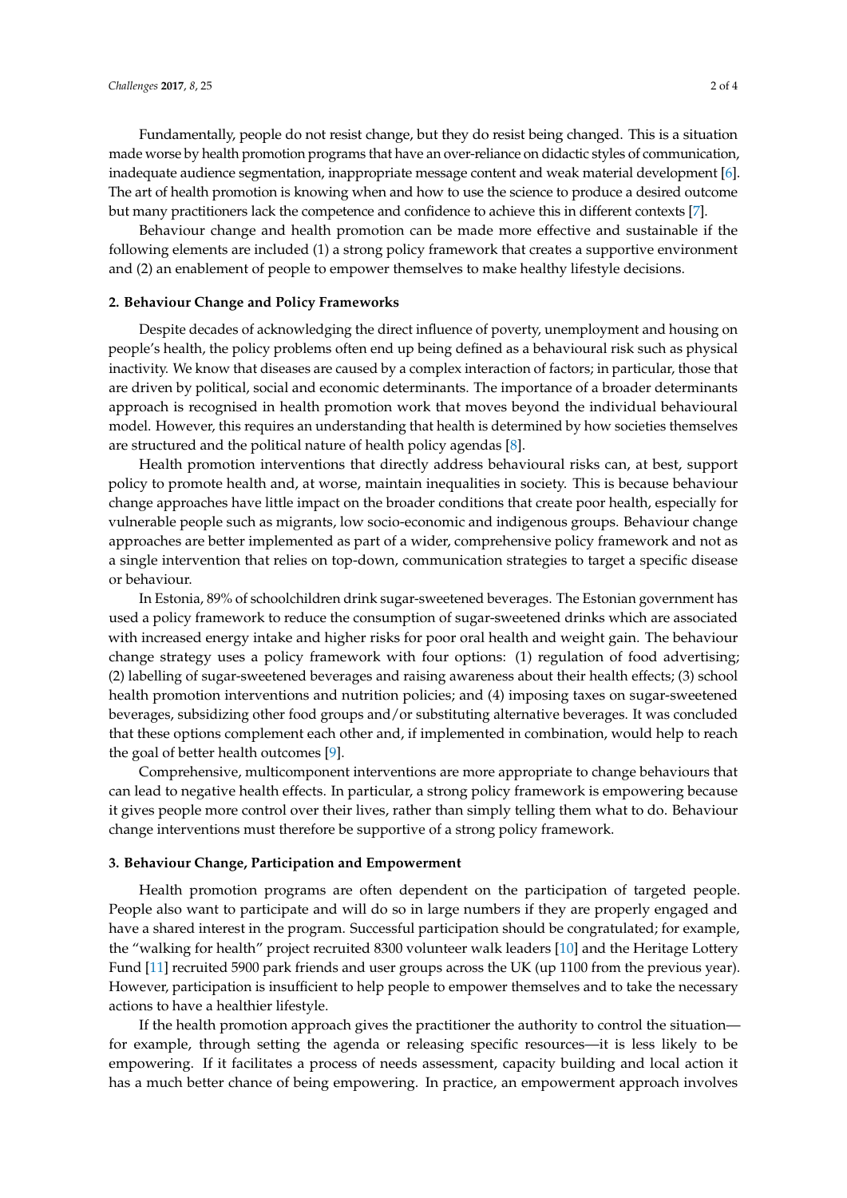Fundamentally, people do not resist change, but they do resist being changed. This is a situation made worse by health promotion programs that have an over-reliance on didactic styles of communication, inadequate audience segmentation, inappropriate message content and weak material development [6]. The art of health promotion is knowing when and how to use the science to produce a desired outcome but many practitioners lack the competence and confidence to achieve this in different contexts [7].

Behaviour change and health promotion can be made more effective and sustainable if the following elements are included (1) a strong policy framework that creates a supportive environment and (2) an enablement of people to empower themselves to make healthy lifestyle decisions.

## 2. Behaviour Change and Policy Frameworks

Despite decades of acknowledging the direct influence of poverty, unemployment and housing on people's health, the policy problems often end up being defined as a behavioural risk such as physical inactivity. We know that diseases are caused by a complex interaction of factors; in particular, those that are driven by political, social and economic determinants. The importance of a broader determinants approach is recognised in health promotion work that moves beyond the individual behavioural model. However, this requires an understanding that health is determined by how societies themselves are structured and the political nature of health policy agendas [8].

Health promotion interventions that directly address behavioural risks can, at best, support policy to promote health and, at worse, maintain inequalities in society. This is because behaviour change approaches have little impact on the broader conditions that create poor health, especially for vulnerable people such as migrants, low socio-economic and indigenous groups. Behaviour change approaches are better implemented as part of a wider, comprehensive policy framework and not as a single intervention that relies on top-down, communication strategies to target a specific disease or behaviour.

In Estonia, 89% of schoolchildren drink sugar-sweetened beverages. The Estonian government has used a policy framework to reduce the consumption of sugar-sweetened drinks which are associated with increased energy intake and higher risks for poor oral health and weight gain. The behaviour change strategy uses a policy framework with four options: (1) regulation of food advertising; (2) labelling of sugar-sweetened beverages and raising awareness about their health effects; (3) school health promotion interventions and nutrition policies; and (4) imposing taxes on sugar-sweetened beverages, subsidizing other food groups and/or substituting alternative beverages. It was concluded that these options complement each other and, if implemented in combination, would help to reach the goal of better health outcomes [9].

Comprehensive, multicomponent interventions are more appropriate to change behaviours that can lead to negative health effects. In particular, a strong policy framework is empowering because it gives people more control over their lives, rather than simply telling them what to do. Behaviour change interventions must therefore be supportive of a strong policy framework.

## 3. Behaviour Change, Participation and Empowerment

Health promotion programs are often dependent on the participation of targeted people. People also want to participate and will do so in large numbers if they are properly engaged and have a shared interest in the program. Successful participation should be congratulated; for example, the "walking for health" project recruited 8300 volunteer walk leaders [10] and the Heritage Lottery Fund [11] recruited 5900 park friends and user groups across the UK (up 1100 from the previous year). However, participation is insufficient to help people to empower themselves and to take the necessary actions to have a healthier lifestyle.

If the health promotion approach gives the practitioner the authority to control the situation—for example, through setting the agenda or releasing specific resources—it is less likely to be empowering. If it facilitates a process of needs assessment, capacity building and local action it has a much better chance of being empowering. In practice, an empowerment approach involves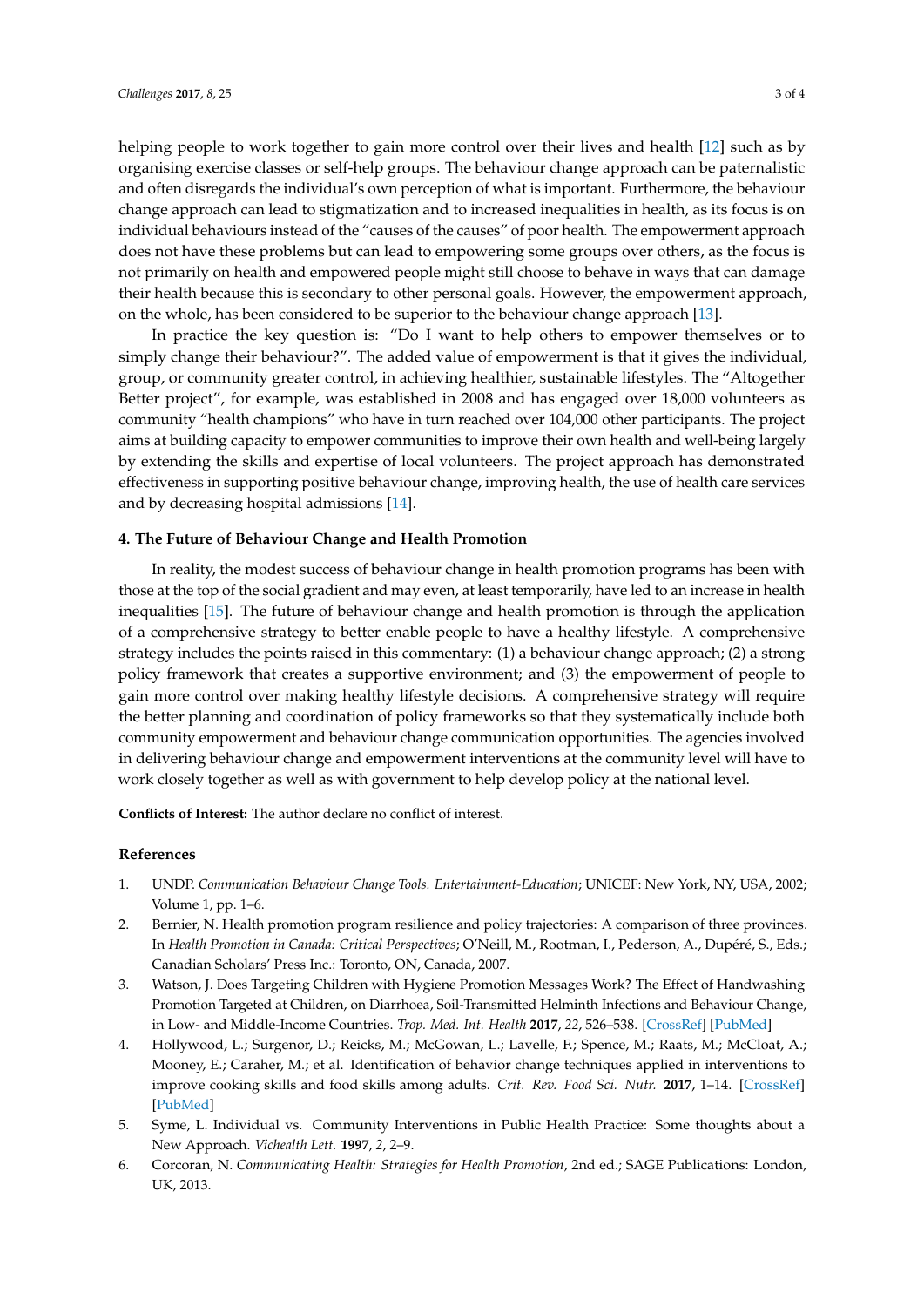helping people to work together to gain more control over their lives and health [12] such as by organising exercise classes or self-help groups. The behaviour change approach can be paternalistic and often disregards the individual's own perception of what is important. Furthermore, the behaviour change approach can lead to stigmatization and to increased inequalities in health, as its focus is on individual behaviours instead of the "causes of the causes" of poor health. The empowerment approach does not have these problems but can lead to empowering some groups over others, as the focus is not primarily on health and empowered people might still choose to behave in ways that can damage their health because this is secondary to other personal goals. However, the empowerment approach, on the whole, has been considered to be superior to the behaviour change approach [13].

In practice the key question is: "Do I want to help others to empower themselves or to simply change their behaviour?". The added value of empowerment is that it gives the individual, group, or community greater control, in achieving healthier, sustainable lifestyles. The "Altogether Better project", for example, was established in 2008 and has engaged over 18,000 volunteers as community "health champions" who have in turn reached over 104,000 other participants. The project aims at building capacity to empower communities to improve their own health and well-being largely by extending the skills and expertise of local volunteers. The project approach has demonstrated effectiveness in supporting positive behaviour change, improving health, the use of health care services and by decreasing hospital admissions [14].

## 4. The Future of Behaviour Change and Health Promotion

In reality, the modest success of behaviour change in health promotion programs has been with those at the top of the social gradient and may even, at least temporarily, have led to an increase in health inequalities [15]. The future of behaviour change and health promotion is through the application of a comprehensive strategy to better enable people to have a healthy lifestyle. A comprehensive strategy includes the points raised in this commentary: (1) a behaviour change approach; (2) a strong policy framework that creates a supportive environment; and (3) the empowerment of people to gain more control over making healthy lifestyle decisions. A comprehensive strategy will require the better planning and coordination of policy frameworks so that they systematically include both community empowerment and behaviour change communication opportunities. The agencies involved in delivering behaviour change and empowerment interventions at the community level will have to work closely together as well as with government to help develop policy at the national level.

**Conflicts of Interest:** The author declare no conflict of interest.

## References

1. UNDP. *Communication Behaviour Change Tools. Entertainment-Education*; UNICEF: New York, NY, USA, 2002; Volume 1, pp. 1–6.
2. Bernier, N. Health promotion program resilience and policy trajectories: A comparison of three provinces. In *Health Promotion in Canada: Critical Perspectives*; O'Neill, M., Rootman, I., Pederson, A., Dupéré, S., Eds.; Canadian Scholars' Press Inc.: Toronto, ON, Canada, 2007.
3. Watson, J. Does Targeting Children with Hygiene Promotion Messages Work? The Effect of Handwashing Promotion Targeted at Children, on Diarrhoea, Soil-Transmitted Helminth Infections and Behaviour Change, in Low- and Middle-Income Countries. *Trop. Med. Int. Health* **2017**, *22*, 526–538. [CrossRef] [PubMed]
4. Hollywood, L.; Surgenor, D.; Reicks, M.; McGowan, L.; Lavelle, F.; Spence, M.; Raats, M.; McCloat, A.; Mooney, E.; Caraher, M.; et al. Identification of behavior change techniques applied in interventions to improve cooking skills and food skills among adults. *Crit. Rev. Food Sci. Nutr.* **2017**, 1–14. [CrossRef] [PubMed]
5. Syme, L. Individual vs. Community Interventions in Public Health Practice: Some thoughts about a New Approach. *Vichealth Lett.* **1997**, *2*, 2–9.
6. Corcoran, N. *Communicating Health: Strategies for Health Promotion*, 2nd ed.; SAGE Publications: London, UK, 2013.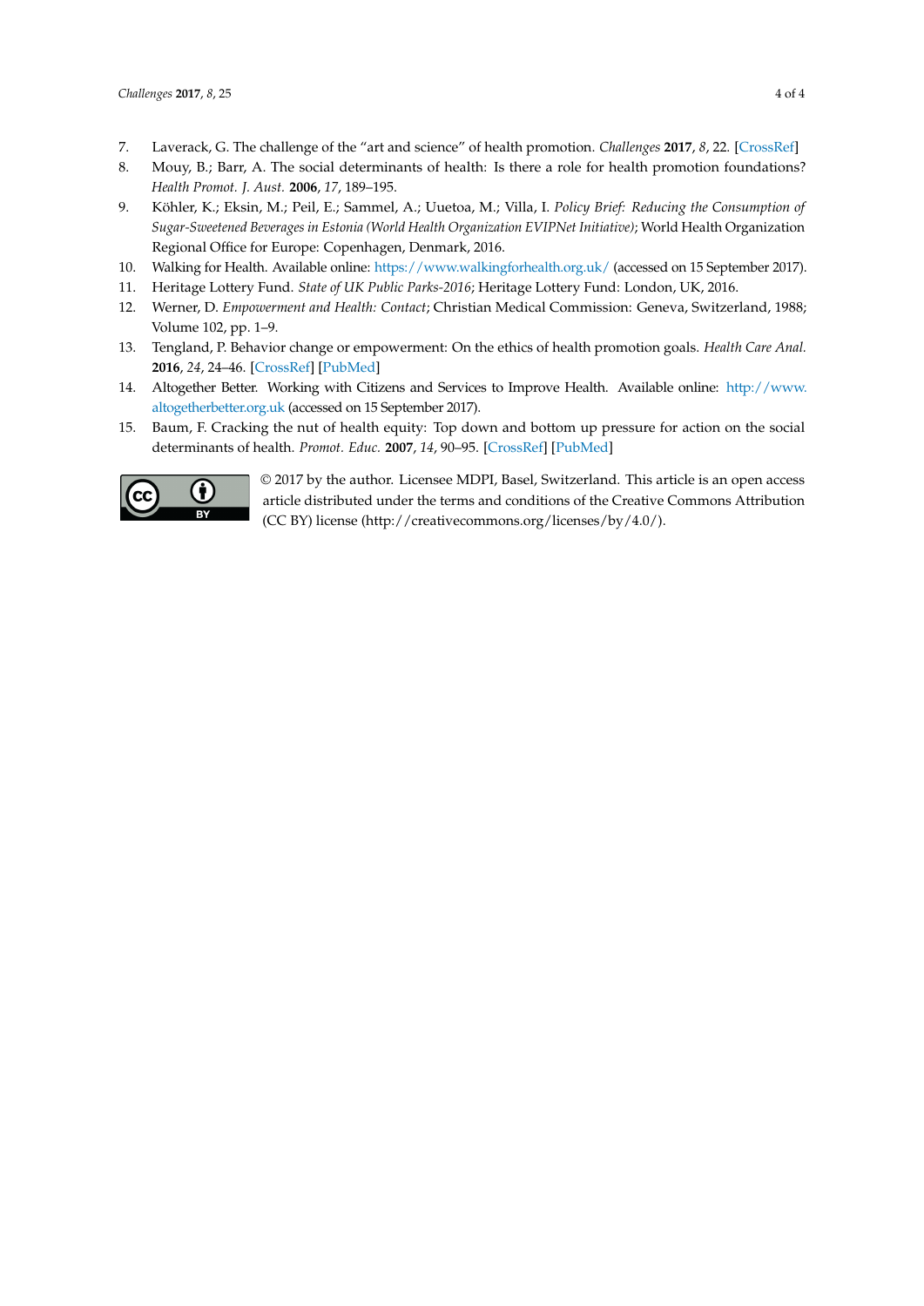7. Laverack, G. The challenge of the "art and science" of health promotion. *Challenges* **2017**, *8*, 22. [CrossRef]
8. Mouy, B.; Barr, A. The social determinants of health: Is there a role for health promotion foundations? *Health Promot. J. Aust.* **2006**, *17*, 189–195.
9. Köhler, K.; Eksin, M.; Peil, E.; Sammel, A.; Uuetoa, M.; Villa, I. *Policy Brief: Reducing the Consumption of Sugar-Sweetened Beverages in Estonia (World Health Organization EVIPNet Initiative)*; World Health Organization Regional Office for Europe: Copenhagen, Denmark, 2016.
10. Walking for Health. Available online: https://www.walkingforhealth.org.uk/ (accessed on 15 September 2017).
11. Heritage Lottery Fund. *State of UK Public Parks-2016*; Heritage Lottery Fund: London, UK, 2016.
12. Werner, D. *Empowerment and Health: Contact*; Christian Medical Commission: Geneva, Switzerland, 1988; Volume 102, pp. 1–9.
13. Tengland, P. Behavior change or empowerment: On the ethics of health promotion goals. *Health Care Anal.* **2016**, *24*, 24–46. [CrossRef] [PubMed]
14. Altogether Better. Working with Citizens and Services to Improve Health. Available online: http://www.altogetherbetter.org.uk (accessed on 15 September 2017).
15. Baum, F. Cracking the nut of health equity: Top down and bottom up pressure for action on the social determinants of health. *Promot. Educ.* **2007**, *14*, 90–95. [CrossRef] [PubMed]

© 2017 by the author. Licensee MDPI, Basel, Switzerland. This article is an open access article distributed under the terms and conditions of the Creative Commons Attribution (CC BY) license (http://creativecommons.org/licenses/by/4.0/).